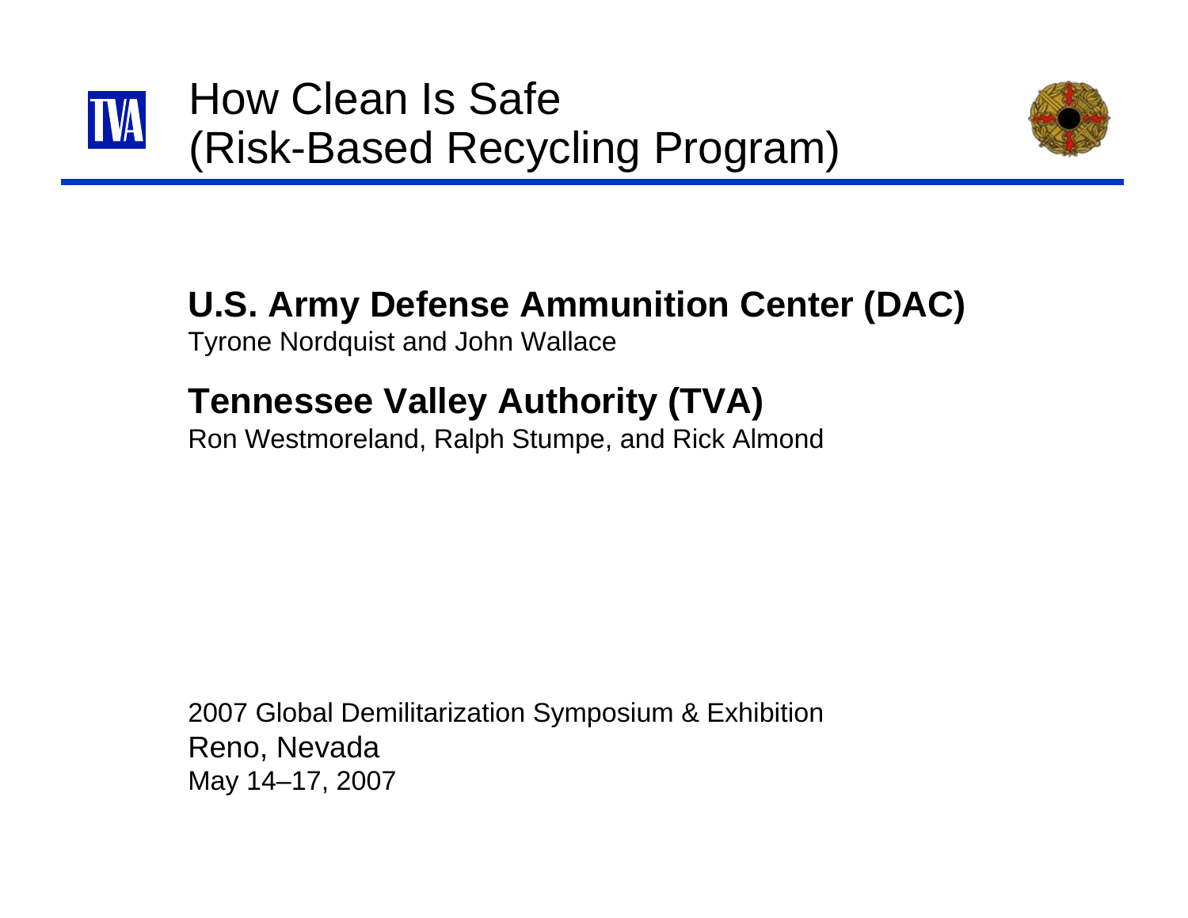# How Clean Is Safe
# (Risk-Based Recycling Program)

## U.S. Army Defense Ammunition Center (DAC)

Tyrone Nordquist and John Wallace

## Tennessee Valley Authority (TVA)

Ron Westmoreland, Ralph Stumpe, and Rick Almond

2007 Global Demilitarization Symposium & Exhibition
Reno, Nevada
May 14–17, 2007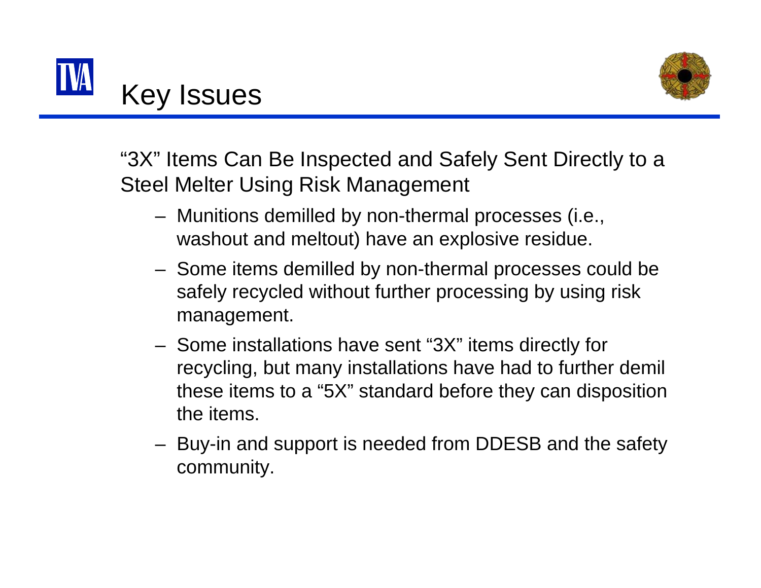# Key Issues

"3X" Items Can Be Inspected and Safely Sent Directly to a Steel Melter Using Risk Management

- Munitions demilled by non-thermal processes (i.e., washout and meltout) have an explosive residue.
- Some items demilled by non-thermal processes could be safely recycled without further processing by using risk management.
- Some installations have sent "3X" items directly for recycling, but many installations have had to further demil these items to a "5X" standard before they can disposition the items.
- Buy-in and support is needed from DDESB and the safety community.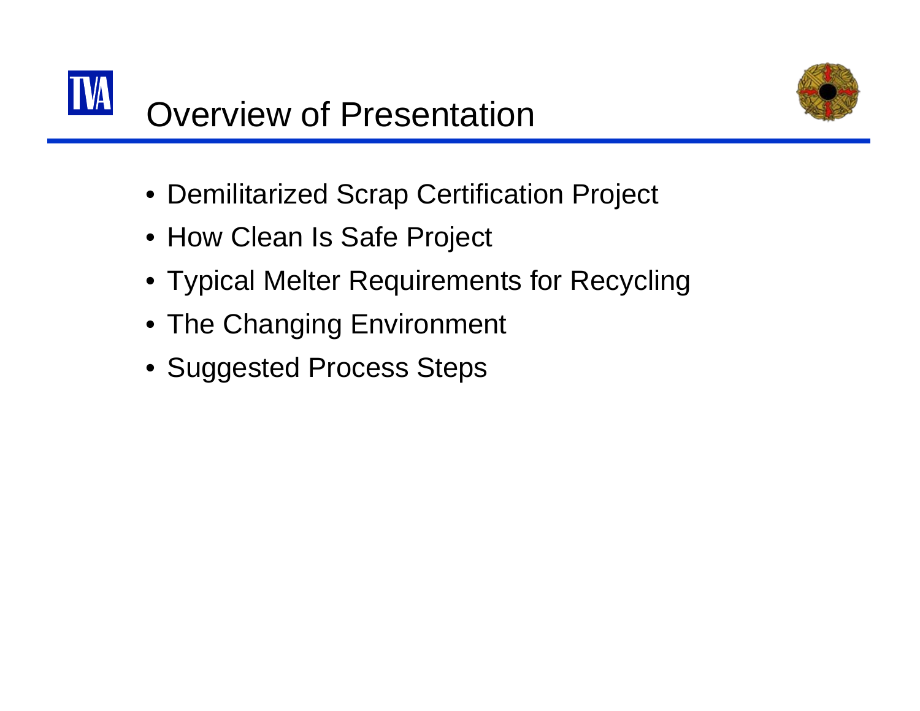# Overview of Presentation

- Demilitarized Scrap Certification Project
- How Clean Is Safe Project
- Typical Melter Requirements for Recycling
- The Changing Environment
- Suggested Process Steps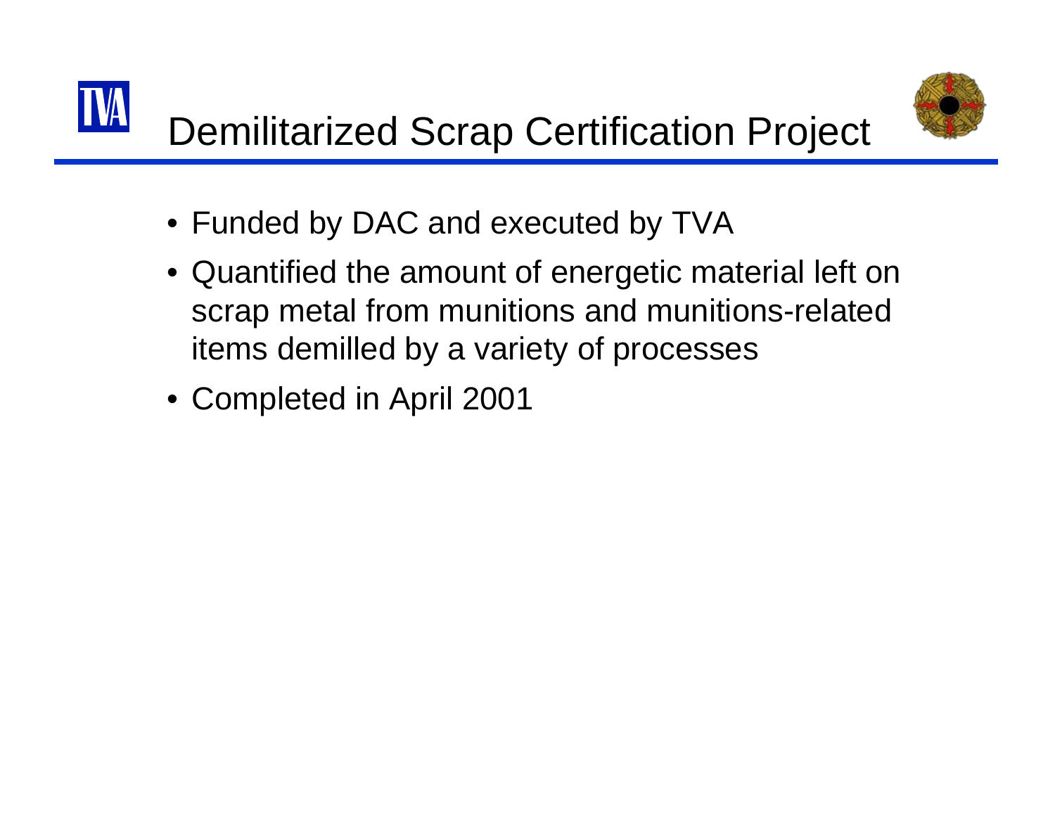# Demilitarized Scrap Certification Project

- Funded by DAC and executed by TVA
- Quantified the amount of energetic material left on scrap metal from munitions and munitions-related items demilled by a variety of processes
- Completed in April 2001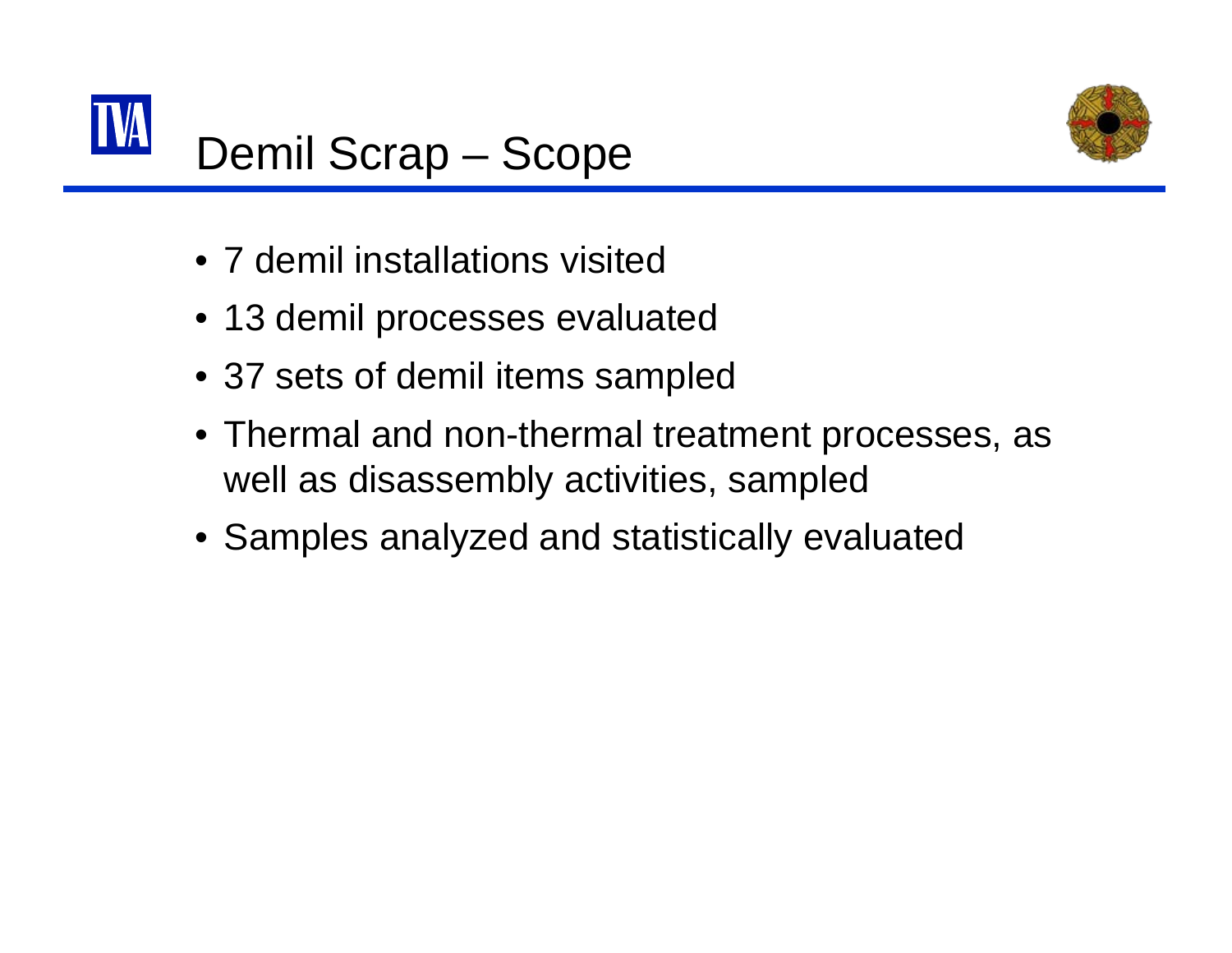# Demil Scrap – Scope

- 7 demil installations visited
- 13 demil processes evaluated
- 37 sets of demil items sampled
- Thermal and non-thermal treatment processes, as well as disassembly activities, sampled
- Samples analyzed and statistically evaluated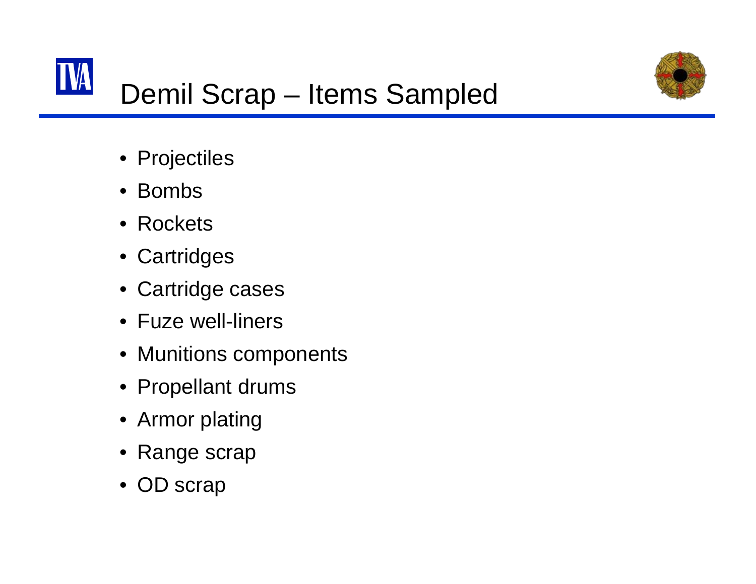# Demil Scrap – Items Sampled

- Projectiles
- Bombs
- Rockets
- Cartridges
- Cartridge cases
- Fuze well-liners
- Munitions components
- Propellant drums
- Armor plating
- Range scrap
- OD scrap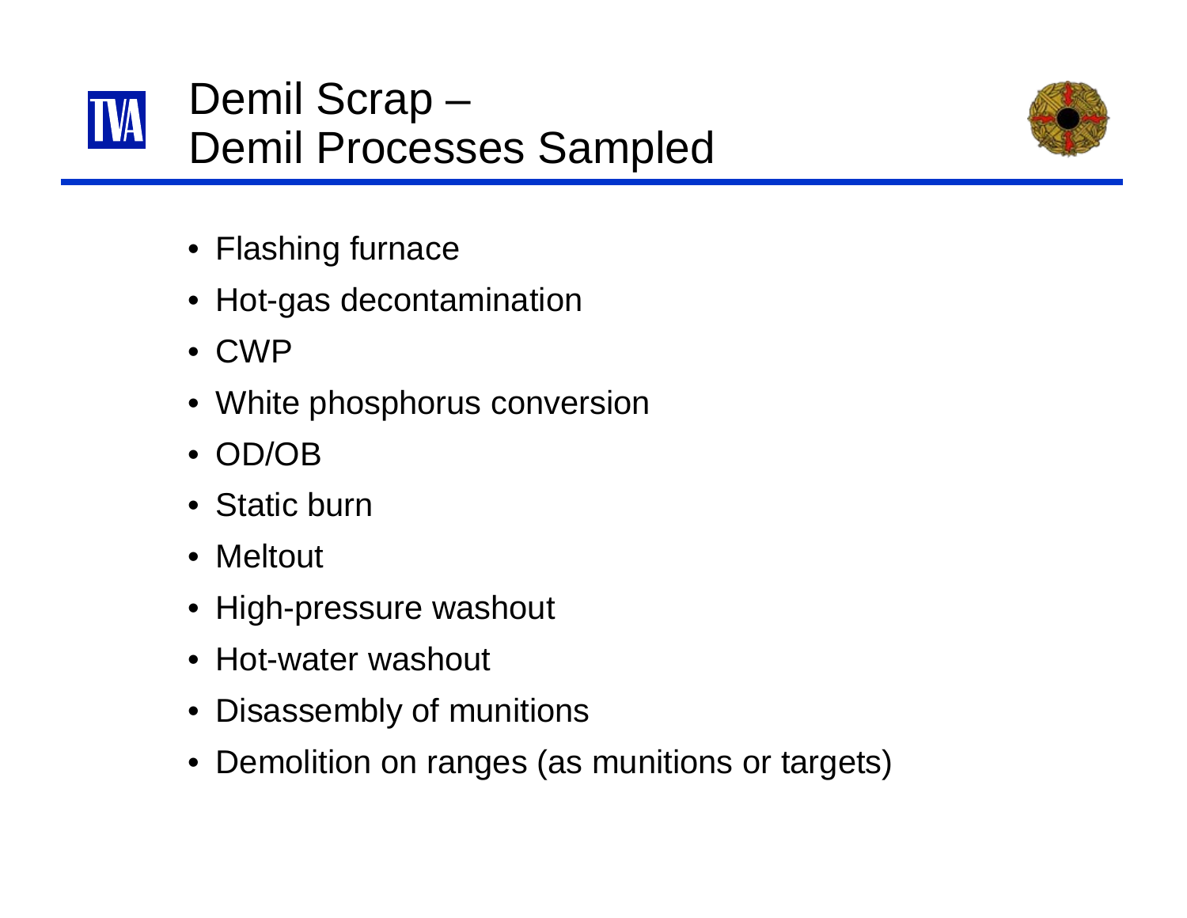# Demil Scrap – Demil Processes Sampled

- Flashing furnace
- Hot-gas decontamination
- CWP
- White phosphorus conversion
- OD/OB
- Static burn
- Meltout
- High-pressure washout
- Hot-water washout
- Disassembly of munitions
- Demolition on ranges (as munitions or targets)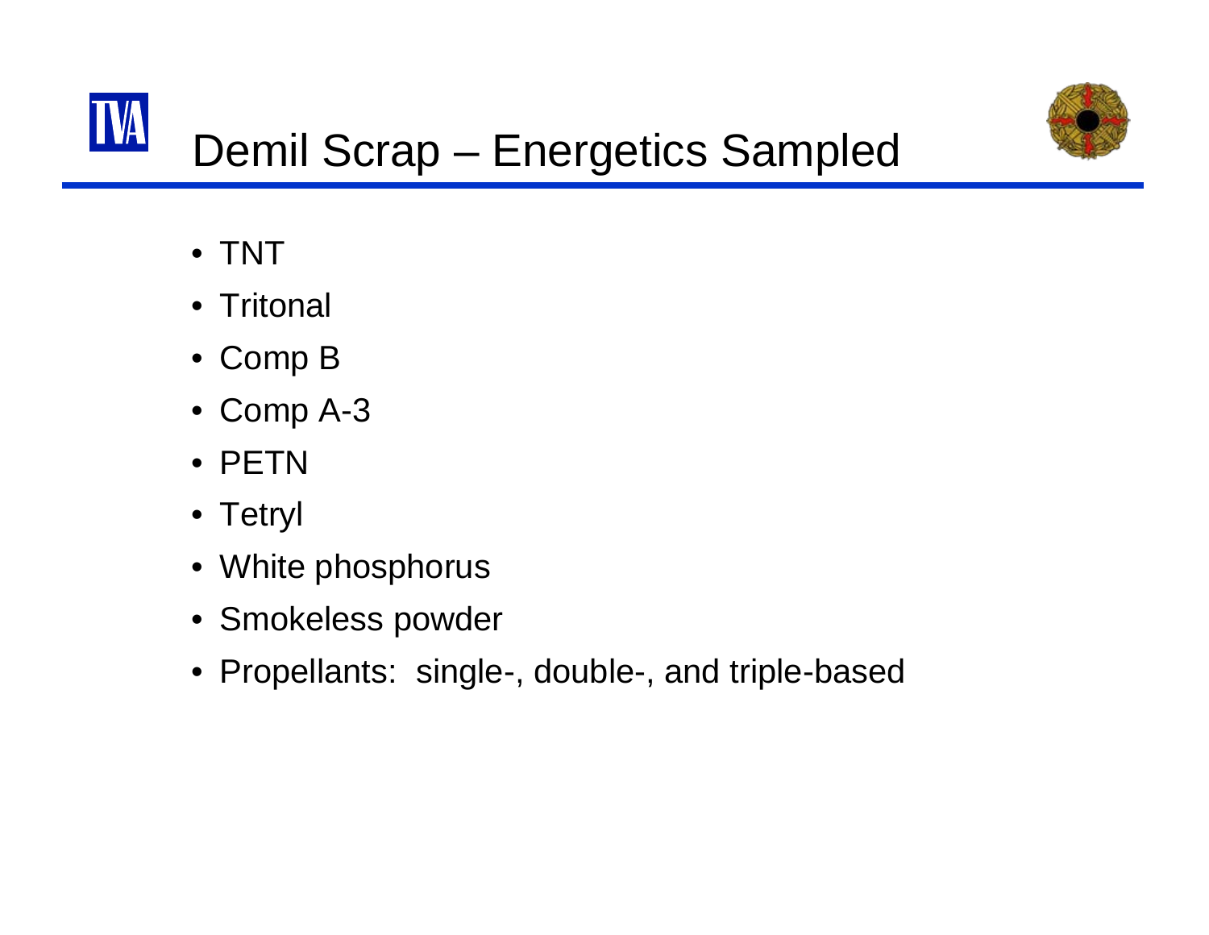# Demil Scrap – Energetics Sampled

- TNT
- Tritonal
- Comp B
- Comp A-3
- PETN
- Tetryl
- White phosphorus
- Smokeless powder
- Propellants: single-, double-, and triple-based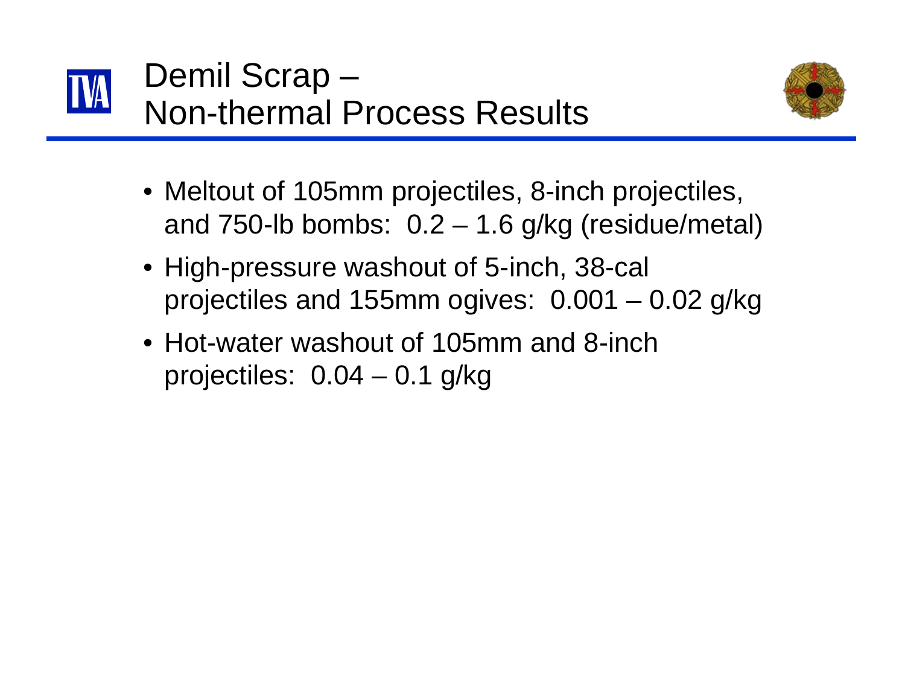# Demil Scrap – Non-thermal Process Results

- Meltout of 105mm projectiles, 8-inch projectiles, and 750-lb bombs: 0.2 – 1.6 g/kg (residue/metal)
- High-pressure washout of 5-inch, 38-cal projectiles and 155mm ogives: 0.001 – 0.02 g/kg
- Hot-water washout of 105mm and 8-inch projectiles: 0.04 – 0.1 g/kg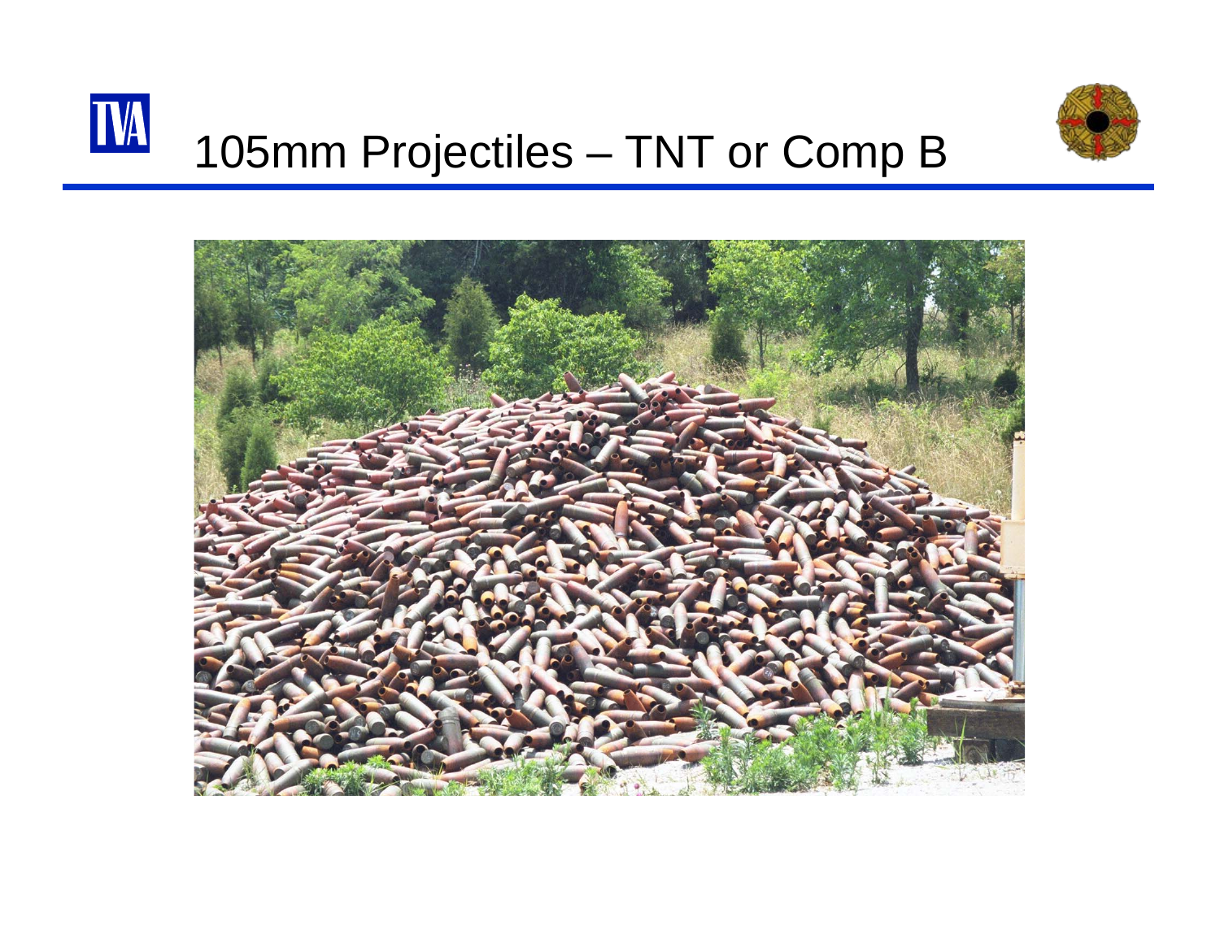# 105mm Projectiles – TNT or Comp B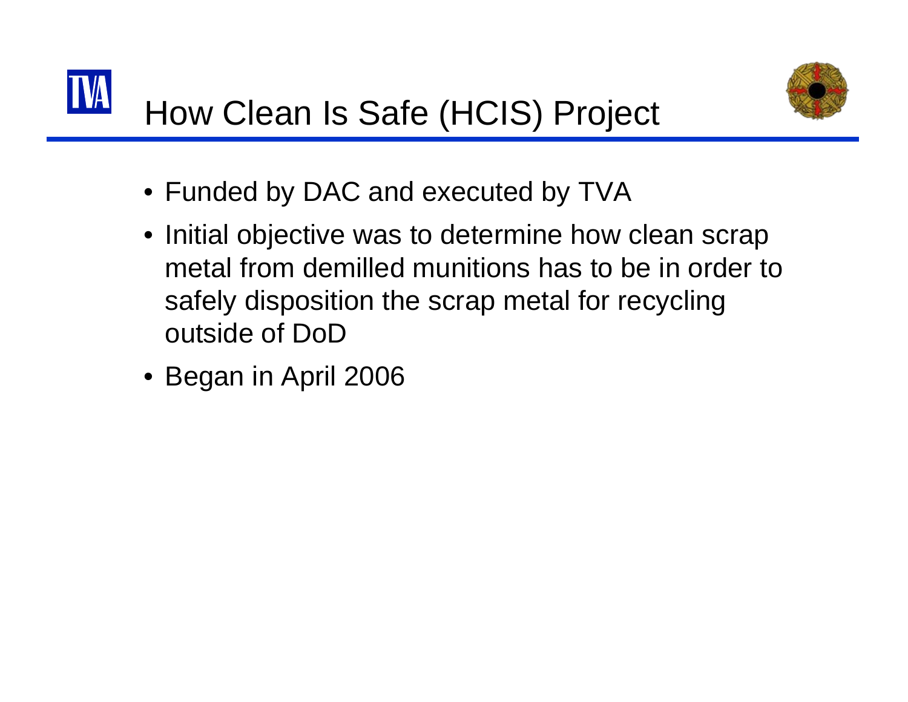# How Clean Is Safe (HCIS) Project

- Funded by DAC and executed by TVA
- Initial objective was to determine how clean scrap metal from demilled munitions has to be in order to safely disposition the scrap metal for recycling outside of DoD
- Began in April 2006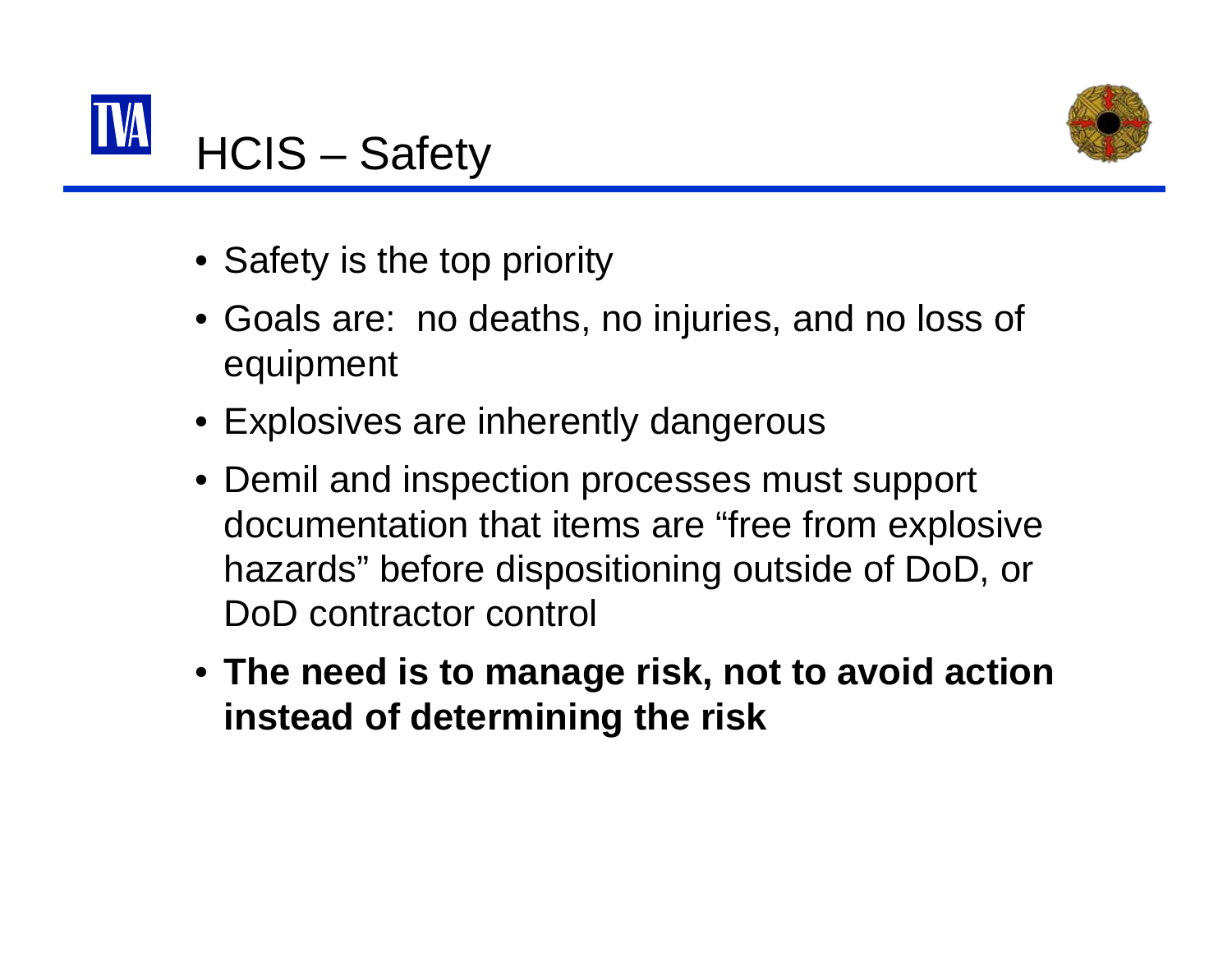# HCIS – Safety

- Safety is the top priority
- Goals are: no deaths, no injuries, and no loss of equipment
- Explosives are inherently dangerous
- Demil and inspection processes must support documentation that items are “free from explosive hazards” before dispositioning outside of DoD, or DoD contractor control
- **The need is to manage risk, not to avoid action instead of determining the risk**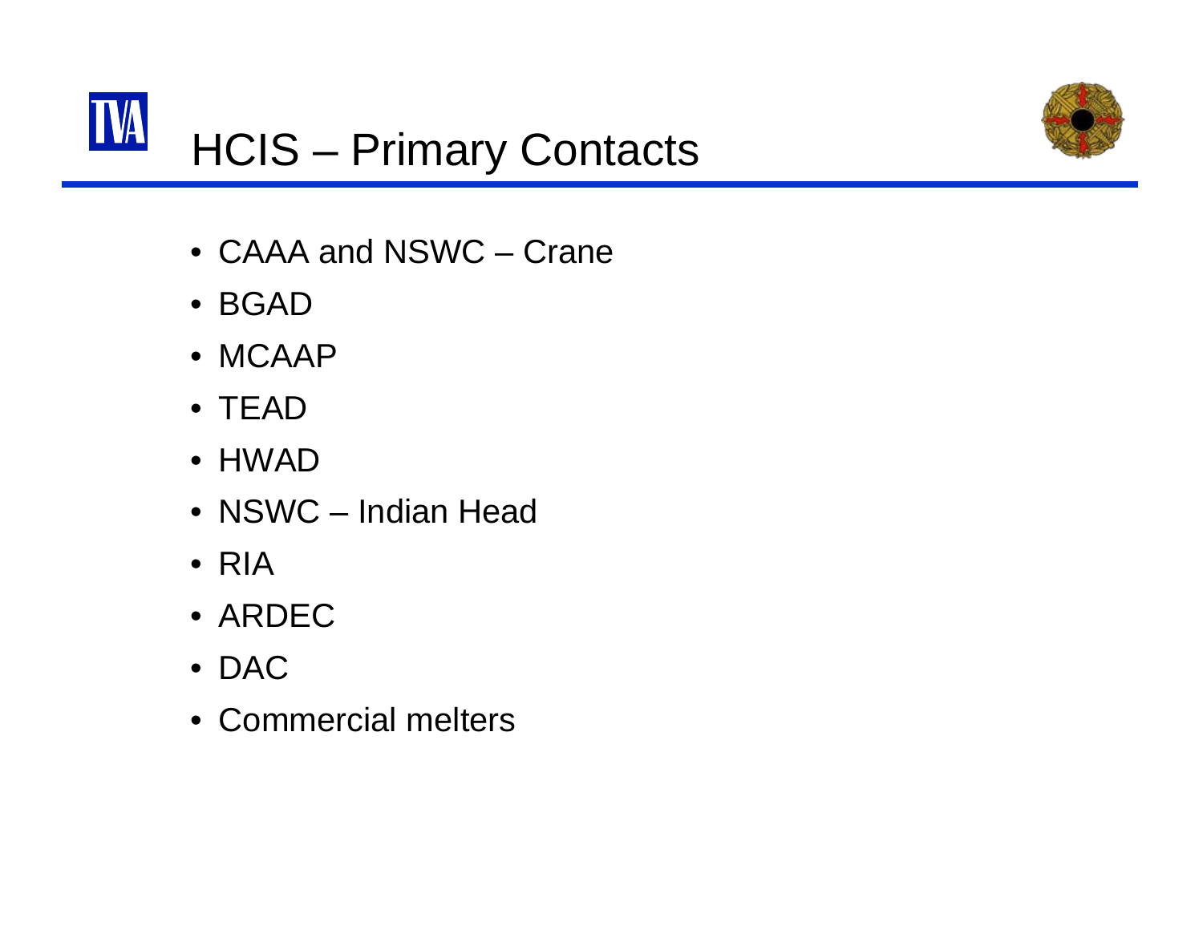# HCIS – Primary Contacts

- CAAA and NSWC – Crane
- BGAD
- MCAAP
- TEAD
- HWAD
- NSWC – Indian Head
- RIA
- ARDEC
- DAC
- Commercial melters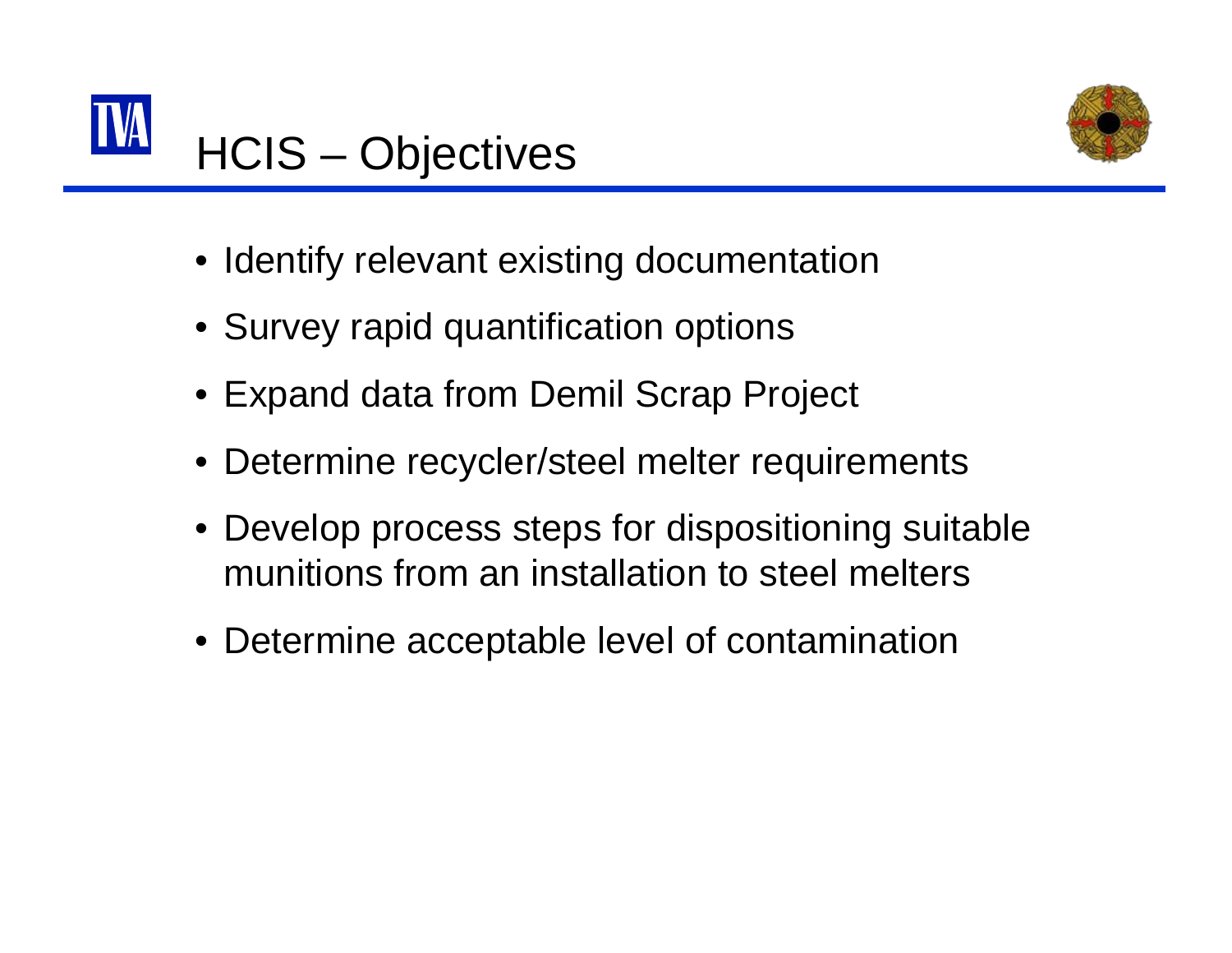# HCIS – Objectives

- Identify relevant existing documentation
- Survey rapid quantification options
- Expand data from Demil Scrap Project
- Determine recycler/steel melter requirements
- Develop process steps for dispositioning suitable munitions from an installation to steel melters
- Determine acceptable level of contamination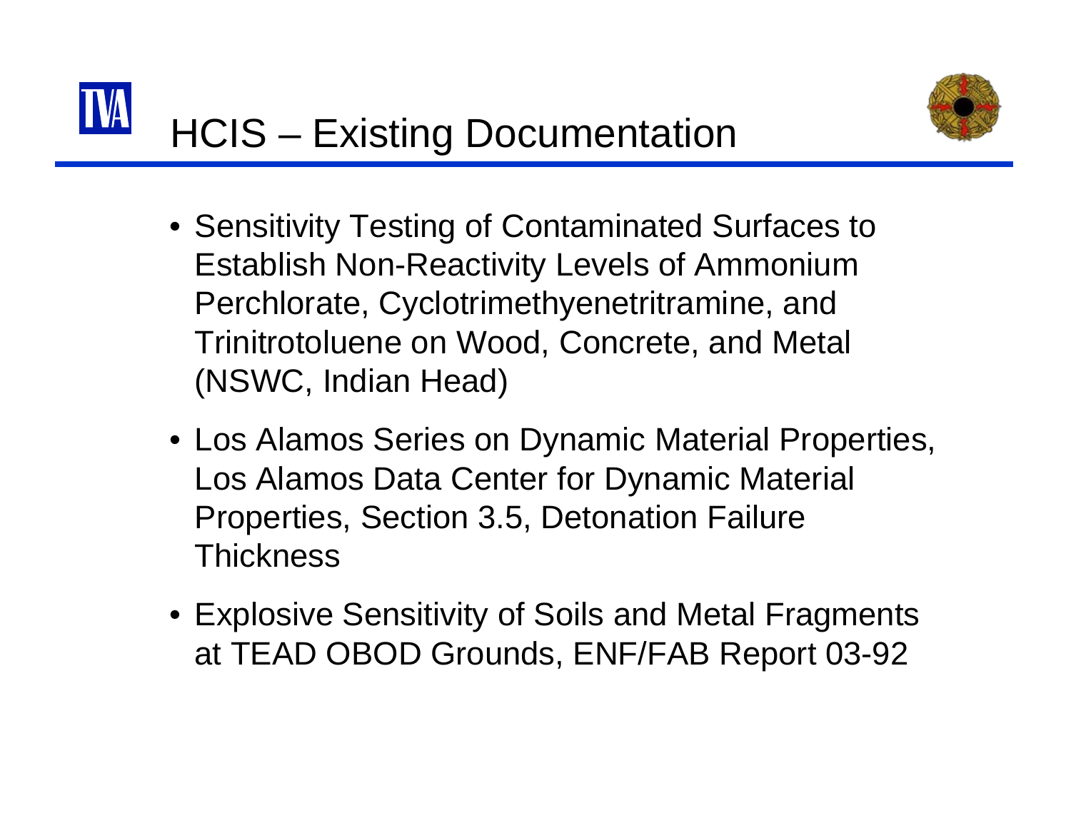# HCIS – Existing Documentation

- Sensitivity Testing of Contaminated Surfaces to Establish Non-Reactivity Levels of Ammonium Perchlorate, Cyclotrimethyenetritramine, and Trinitrotoluene on Wood, Concrete, and Metal (NSWC, Indian Head)
- Los Alamos Series on Dynamic Material Properties, Los Alamos Data Center for Dynamic Material Properties, Section 3.5, Detonation Failure Thickness
- Explosive Sensitivity of Soils and Metal Fragments at TEAD OBOD Grounds, ENF/FAB Report 03-92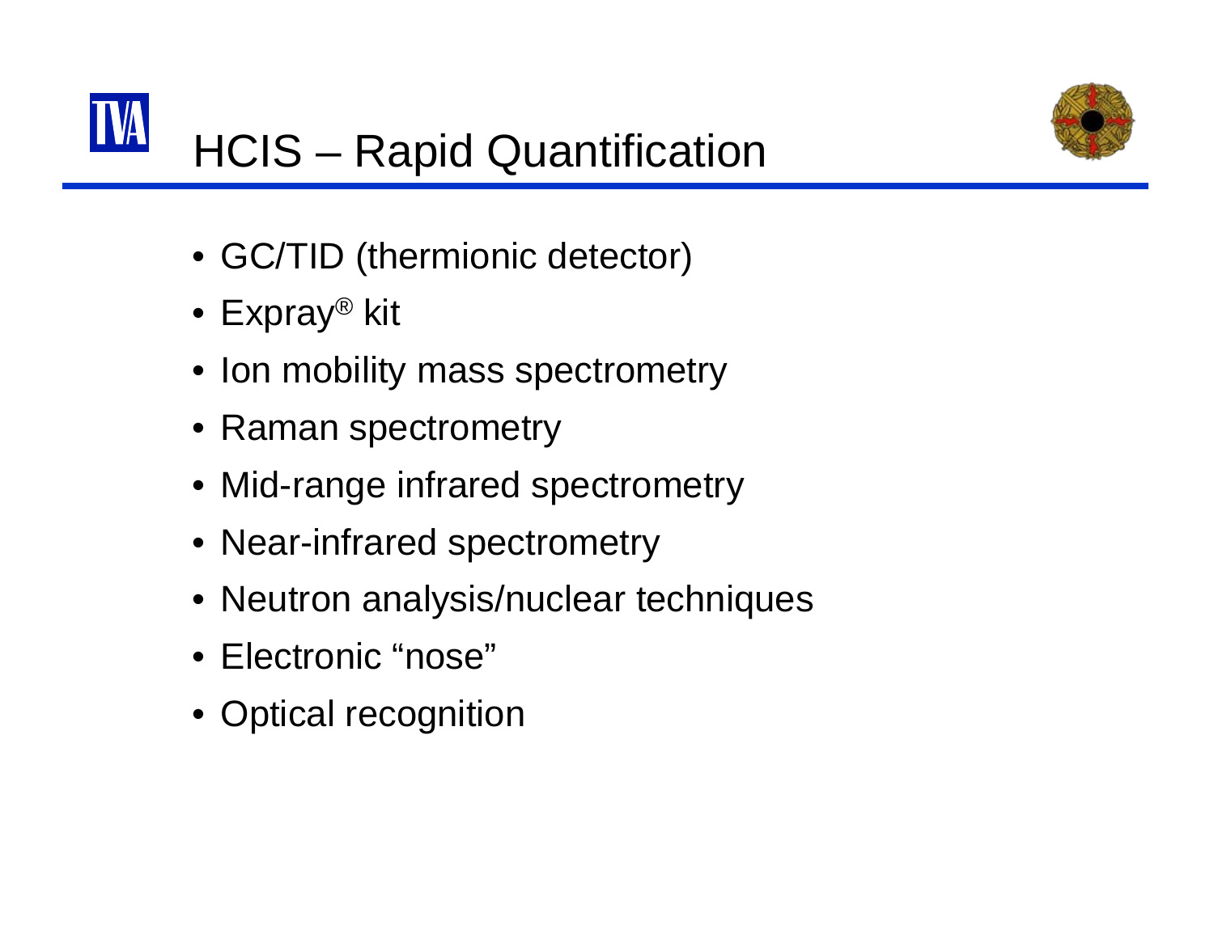# HCIS – Rapid Quantification

- GC/TID (thermionic detector)
- Expray® kit
- Ion mobility mass spectrometry
- Raman spectrometry
- Mid-range infrared spectrometry
- Near-infrared spectrometry
- Neutron analysis/nuclear techniques
- Electronic "nose"
- Optical recognition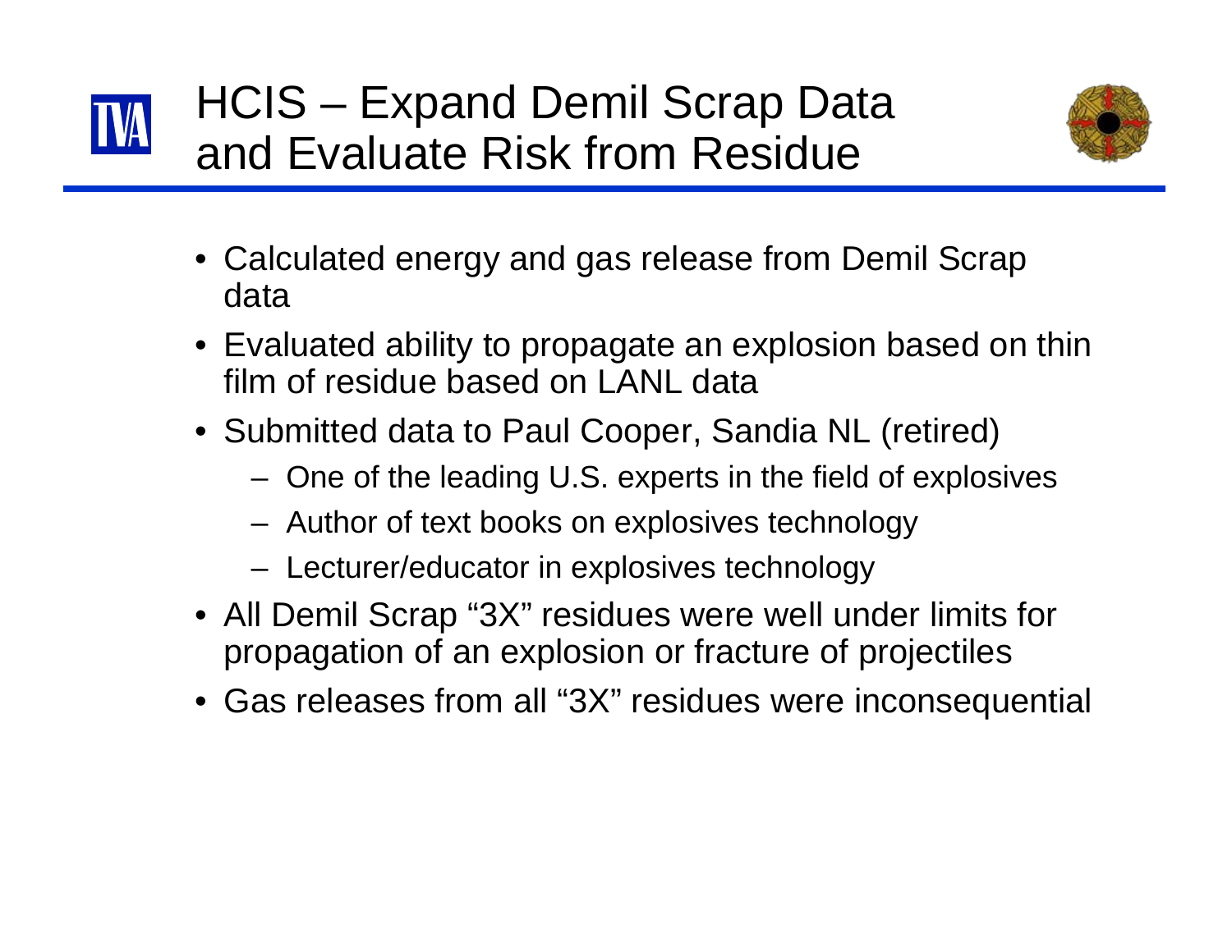# HCIS – Expand Demil Scrap Data and Evaluate Risk from Residue

- Calculated energy and gas release from Demil Scrap data
- Evaluated ability to propagate an explosion based on thin film of residue based on LANL data
- Submitted data to Paul Cooper, Sandia NL (retired)
  - One of the leading U.S. experts in the field of explosives
  - Author of text books on explosives technology
  - Lecturer/educator in explosives technology
- All Demil Scrap "3X" residues were well under limits for propagation of an explosion or fracture of projectiles
- Gas releases from all "3X" residues were inconsequential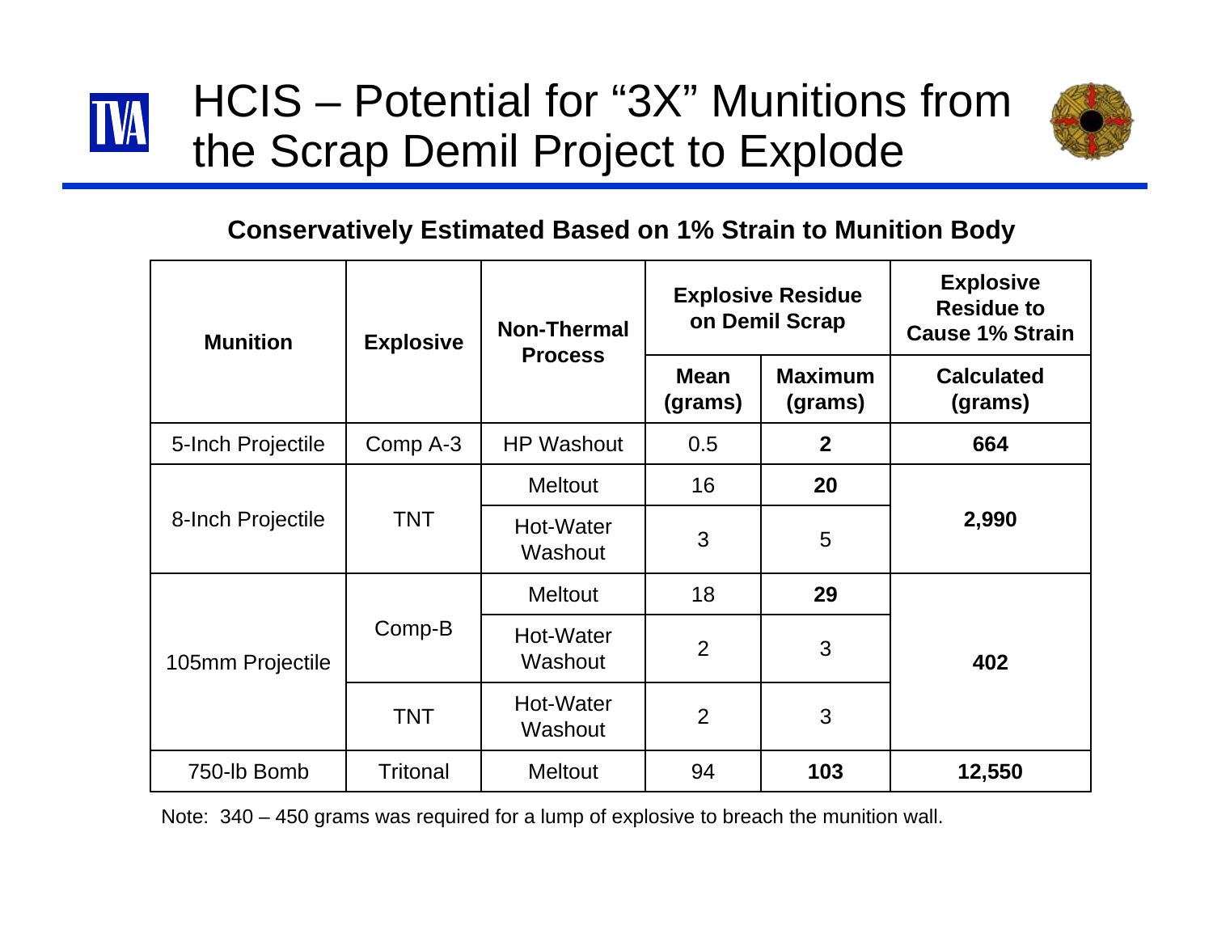# HCIS – Potential for "3X" Munitions from the Scrap Demil Project to Explode

**Conservatively Estimated Based on 1% Strain to Munition Body**

| Munition | Explosive | Non-Thermal Process | Explosive Residue on Demil Scrap | | Explosive Residue to Cause 1% Strain |
|---|---|---|---|---|---|
| | | | Mean (grams) | Maximum (grams) | Calculated (grams) |
| 5-Inch Projectile | Comp A-3 | HP Washout | 0.5 | **2** | **664** |
| 8-Inch Projectile | TNT | Meltout | 16 | **20** | **2,990** |
| | | Hot-Water Washout | 3 | 5 | |
| 105mm Projectile | Comp-B | Meltout | 18 | **29** | **402** |
| | | Hot-Water Washout | 2 | 3 | |
| | TNT | Hot-Water Washout | 2 | 3 | |
| 750-lb Bomb | Tritonal | Meltout | 94 | **103** | **12,550** |

Note: 340 – 450 grams was required for a lump of explosive to breach the munition wall.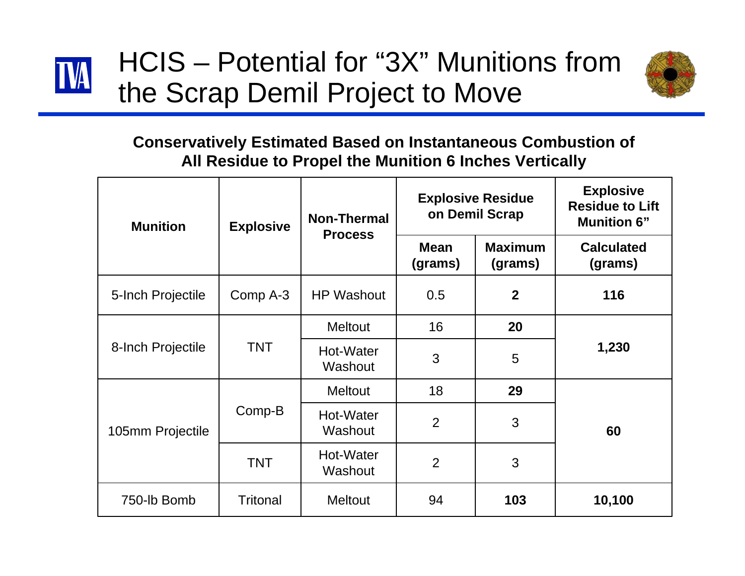# HCIS – Potential for "3X" Munitions from the Scrap Demil Project to Move

**Conservatively Estimated Based on Instantaneous Combustion of All Residue to Propel the Munition 6 Inches Vertically**

| Munition | Explosive | Non-Thermal Process | Explosive Residue on Demil Scrap | | Explosive Residue to Lift Munition 6" |
|---|---|---|---|---|---|
| | | | Mean (grams) | Maximum (grams) | Calculated (grams) |
| 5-Inch Projectile | Comp A-3 | HP Washout | 0.5 | **2** | **116** |
| 8-Inch Projectile | TNT | Meltout | 16 | **20** | **1,230** |
| | | Hot-Water Washout | 3 | 5 | |
| 105mm Projectile | Comp-B | Meltout | 18 | **29** | **60** |
| | | Hot-Water Washout | 2 | 3 | |
| | TNT | Hot-Water Washout | 2 | 3 | |
| 750-lb Bomb | Tritonal | Meltout | 94 | **103** | **10,100** |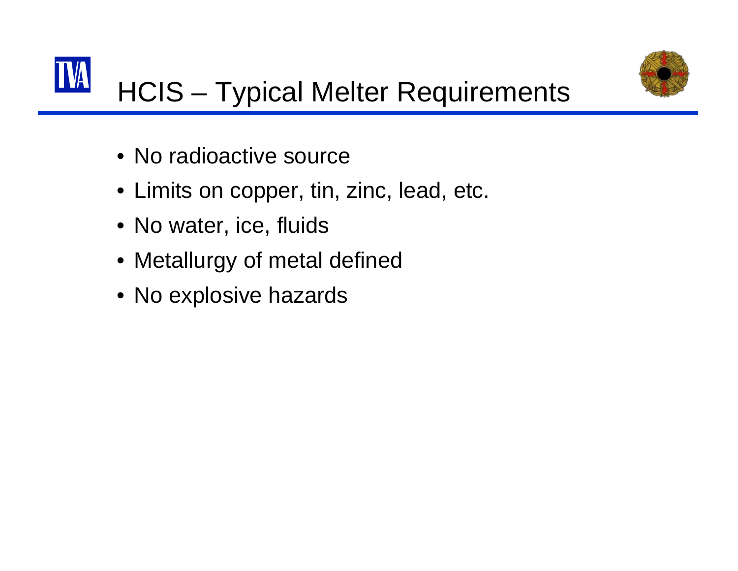# HCIS – Typical Melter Requirements

- No radioactive source
- Limits on copper, tin, zinc, lead, etc.
- No water, ice, fluids
- Metallurgy of metal defined
- No explosive hazards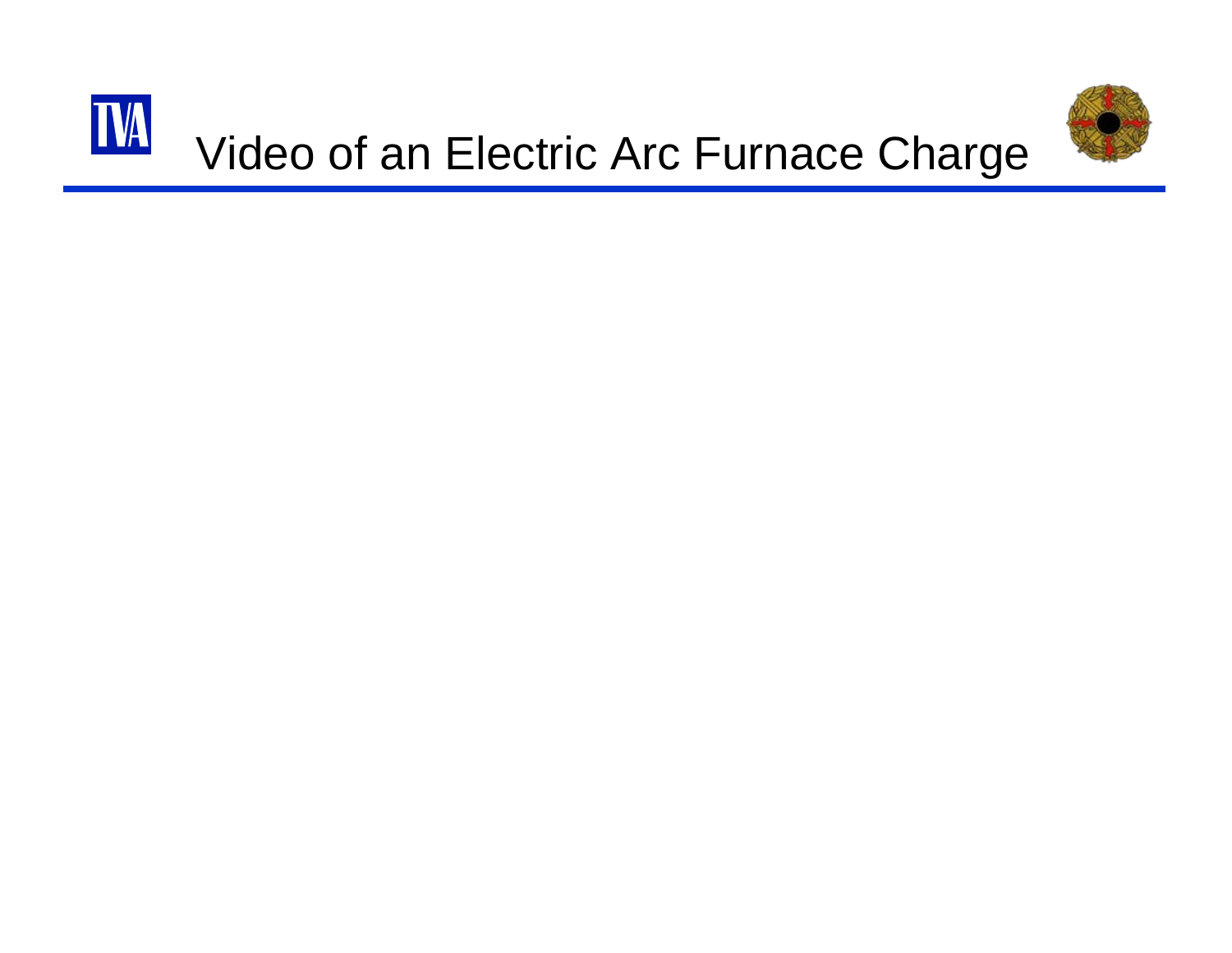# Video of an Electric Arc Furnace Charge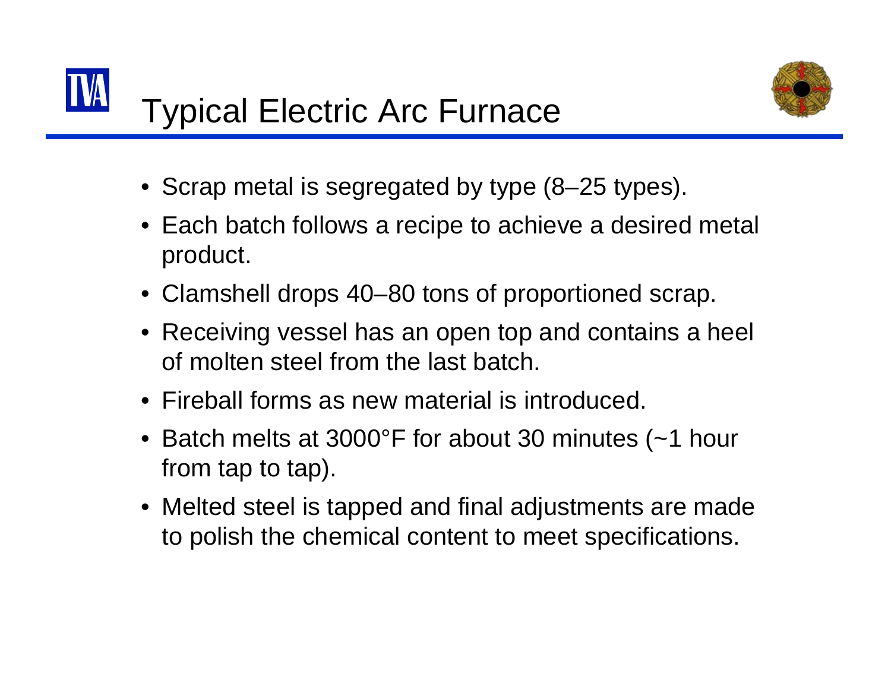# Typical Electric Arc Furnace

- Scrap metal is segregated by type (8–25 types).
- Each batch follows a recipe to achieve a desired metal product.
- Clamshell drops 40–80 tons of proportioned scrap.
- Receiving vessel has an open top and contains a heel of molten steel from the last batch.
- Fireball forms as new material is introduced.
- Batch melts at 3000°F for about 30 minutes (~1 hour from tap to tap).
- Melted steel is tapped and final adjustments are made to polish the chemical content to meet specifications.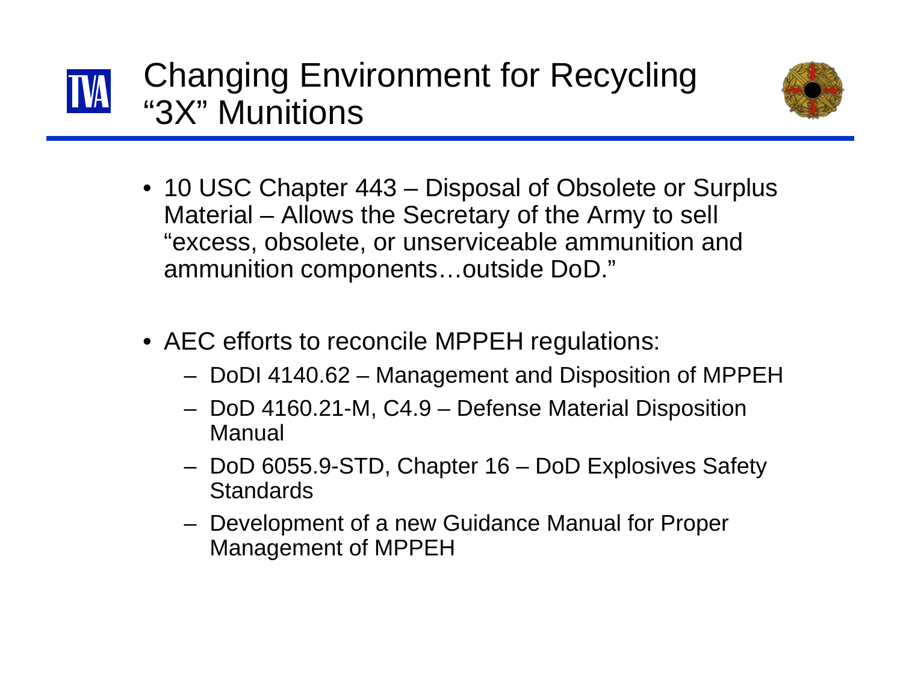# Changing Environment for Recycling "3X" Munitions

- 10 USC Chapter 443 – Disposal of Obsolete or Surplus Material – Allows the Secretary of the Army to sell "excess, obsolete, or unserviceable ammunition and ammunition components…outside DoD."

- AEC efforts to reconcile MPPEH regulations:
  - DoDI 4140.62 – Management and Disposition of MPPEH
  - DoD 4160.21-M, C4.9 – Defense Material Disposition Manual
  - DoD 6055.9-STD, Chapter 16 – DoD Explosives Safety Standards
  - Development of a new Guidance Manual for Proper Management of MPPEH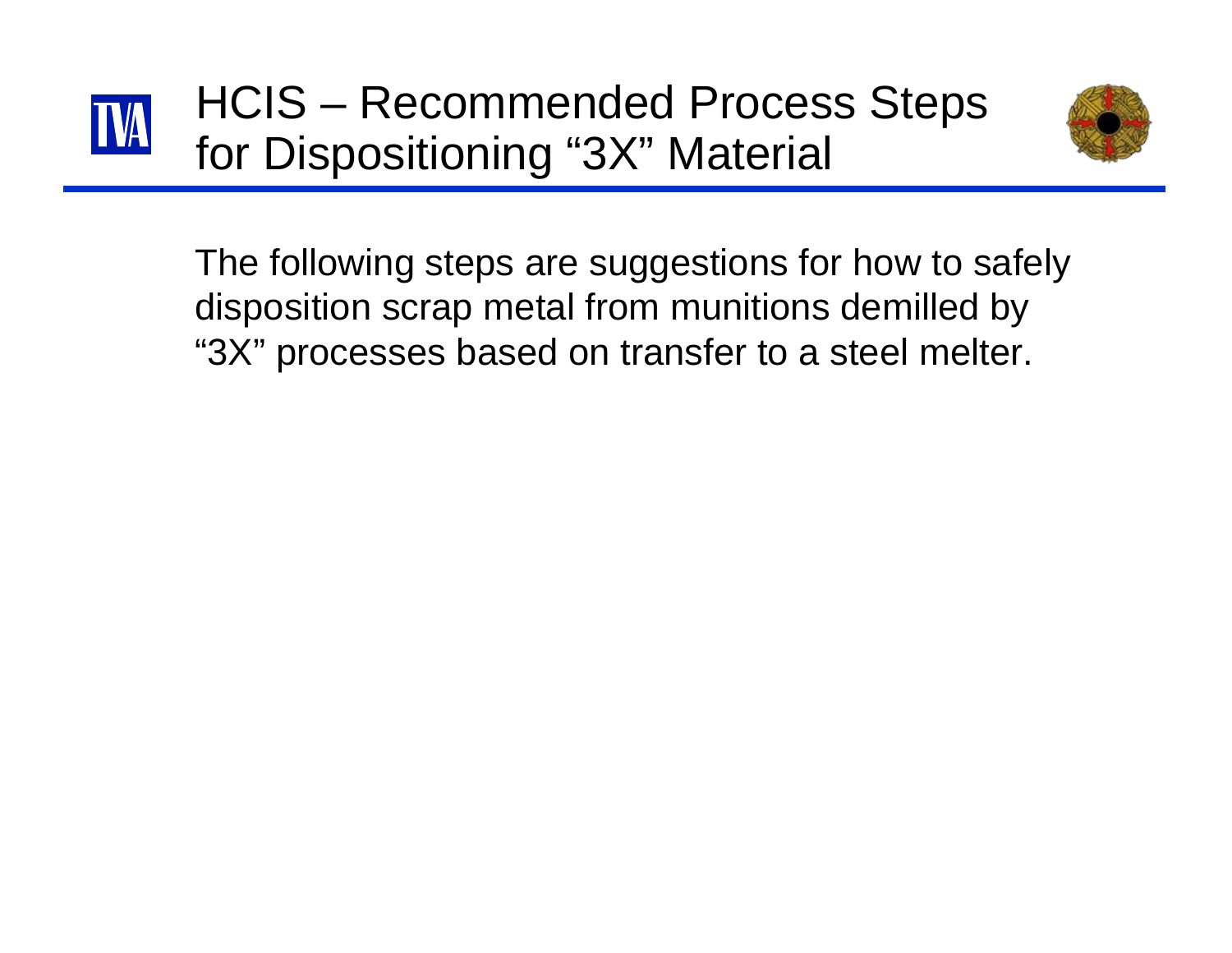# HCIS – Recommended Process Steps for Dispositioning "3X" Material

The following steps are suggestions for how to safely disposition scrap metal from munitions demilled by "3X" processes based on transfer to a steel melter.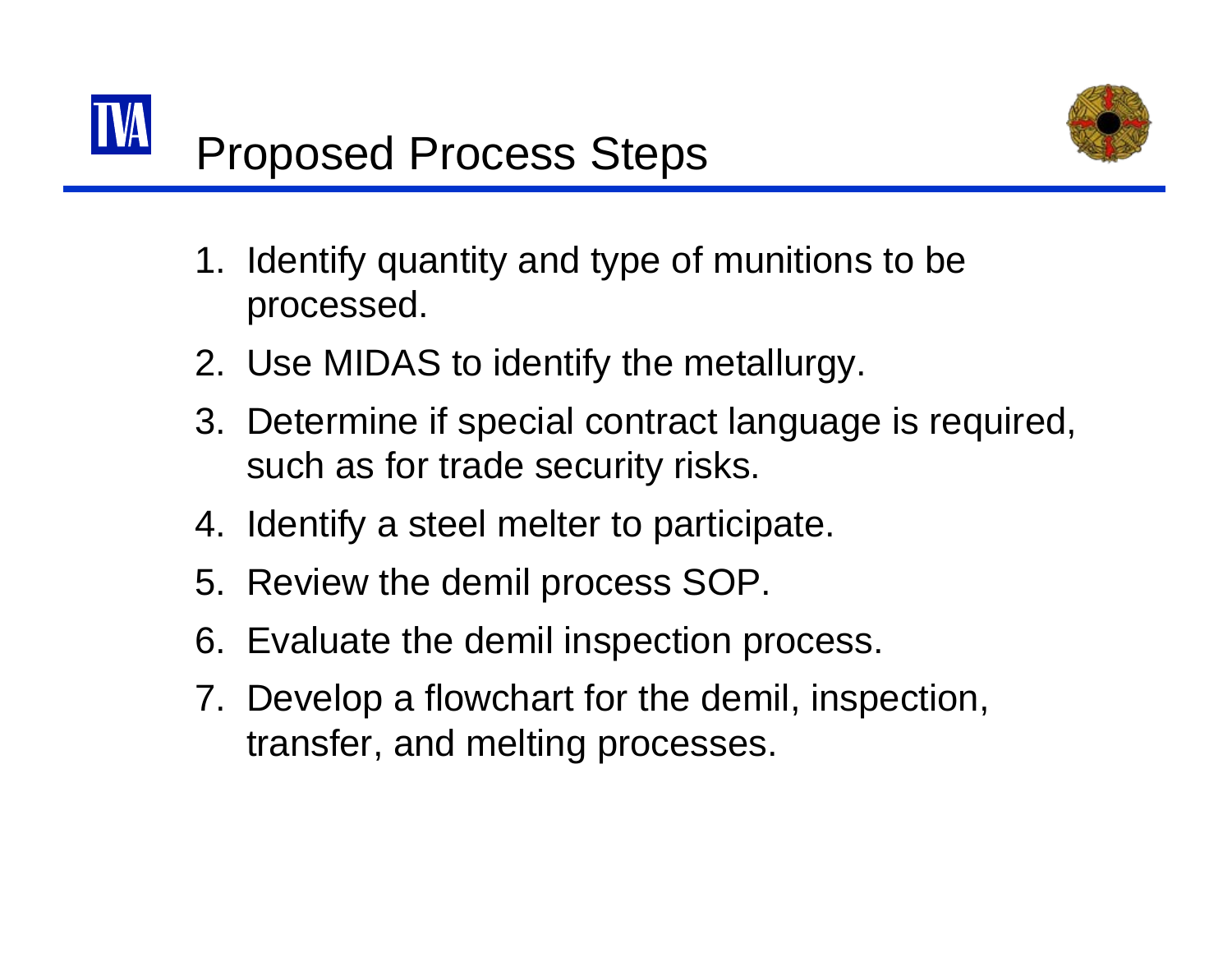# Proposed Process Steps

1. Identify quantity and type of munitions to be processed.
2. Use MIDAS to identify the metallurgy.
3. Determine if special contract language is required, such as for trade security risks.
4. Identify a steel melter to participate.
5. Review the demil process SOP.
6. Evaluate the demil inspection process.
7. Develop a flowchart for the demil, inspection, transfer, and melting processes.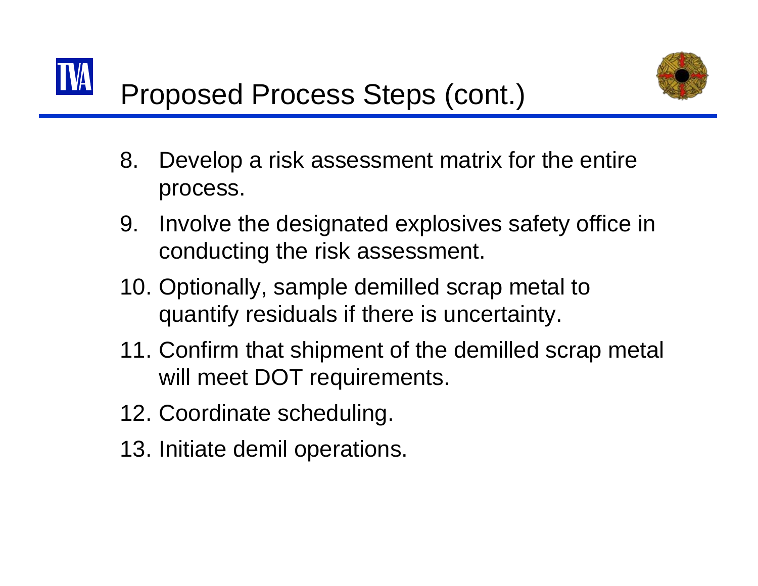# Proposed Process Steps (cont.)

8. Develop a risk assessment matrix for the entire process.
9. Involve the designated explosives safety office in conducting the risk assessment.
10. Optionally, sample demilled scrap metal to quantify residuals if there is uncertainty.
11. Confirm that shipment of the demilled scrap metal will meet DOT requirements.
12. Coordinate scheduling.
13. Initiate demil operations.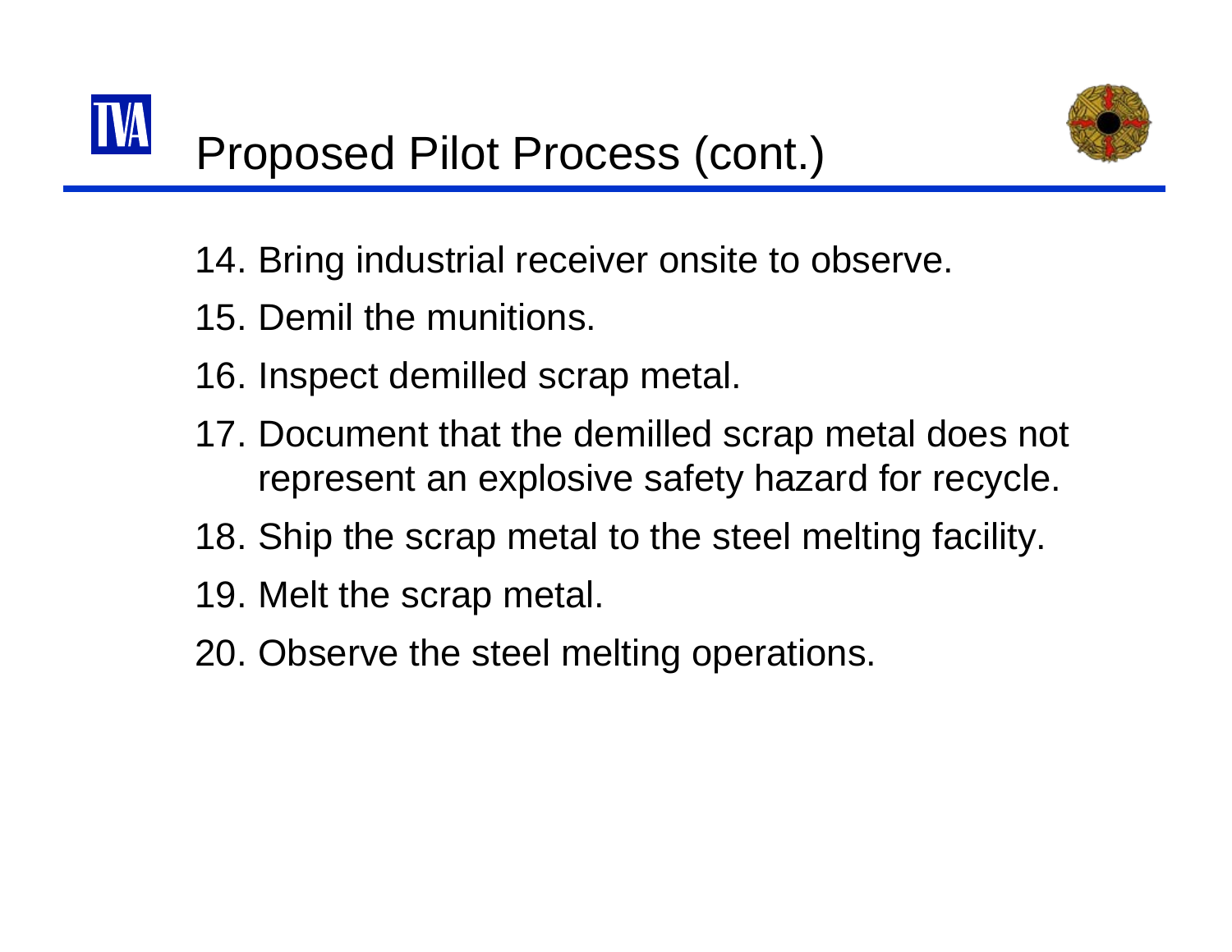# Proposed Pilot Process (cont.)

14. Bring industrial receiver onsite to observe.
15. Demil the munitions.
16. Inspect demilled scrap metal.
17. Document that the demilled scrap metal does not represent an explosive safety hazard for recycle.
18. Ship the scrap metal to the steel melting facility.
19. Melt the scrap metal.
20. Observe the steel melting operations.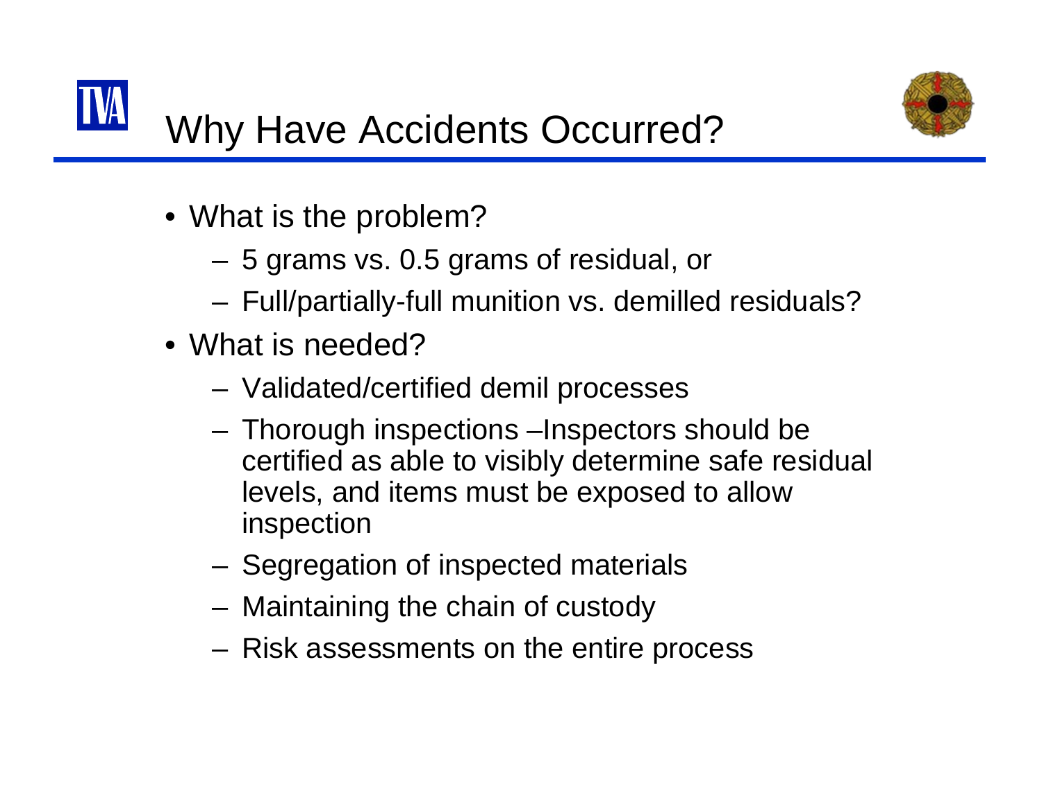# Why Have Accidents Occurred?

- What is the problem?
  - 5 grams vs. 0.5 grams of residual, or
  - Full/partially-full munition vs. demilled residuals?
- What is needed?
  - Validated/certified demil processes
  - Thorough inspections –Inspectors should be certified as able to visibly determine safe residual levels, and items must be exposed to allow inspection
  - Segregation of inspected materials
  - Maintaining the chain of custody
  - Risk assessments on the entire process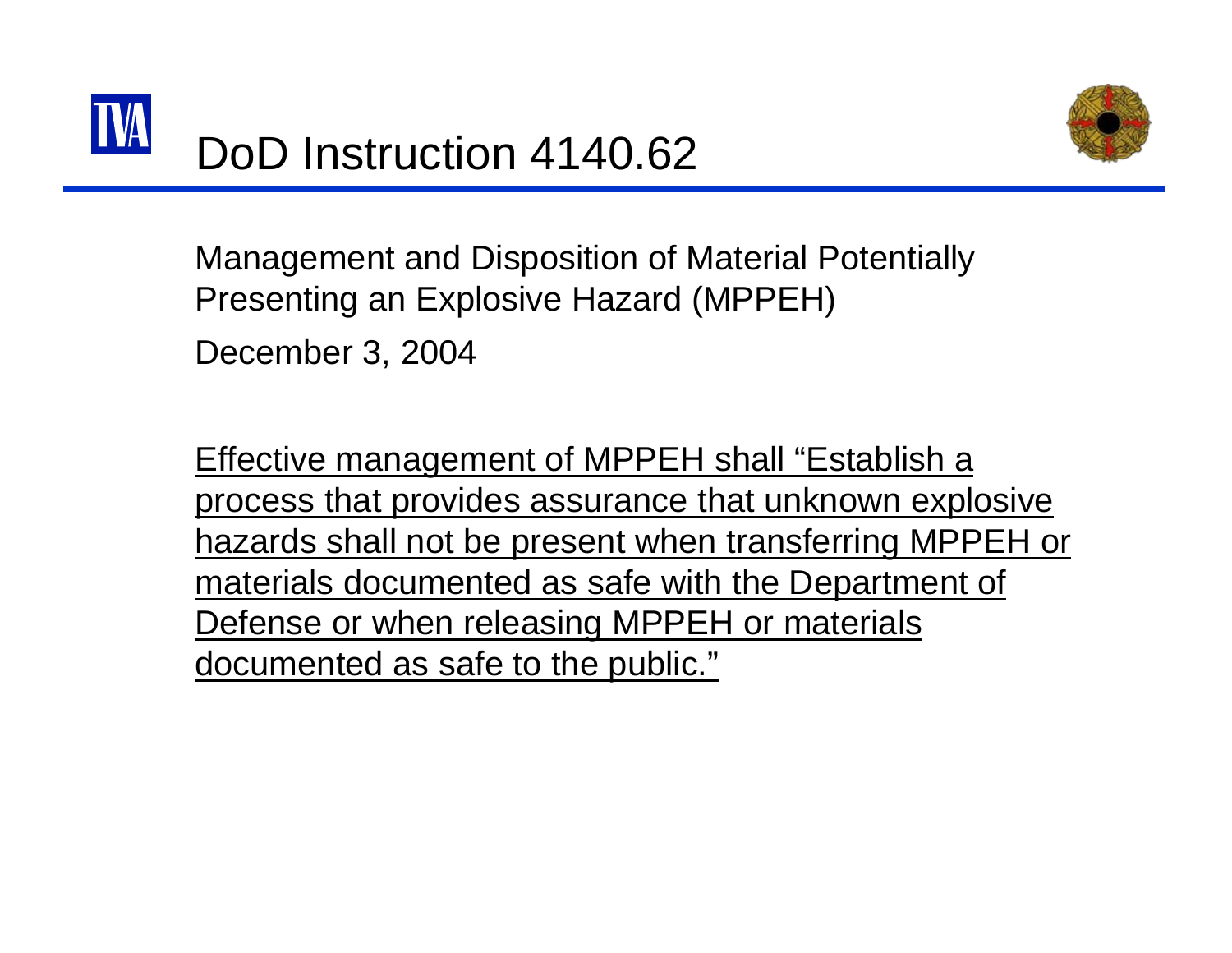# DoD Instruction 4140.62

Management and Disposition of Material Potentially Presenting an Explosive Hazard (MPPEH)

December 3, 2004

<u>Effective management of MPPEH shall "Establish a process that provides assurance that unknown explosive hazards shall not be present when transferring MPPEH or materials documented as safe with the Department of Defense or when releasing MPPEH or materials documented as safe to the public."</u>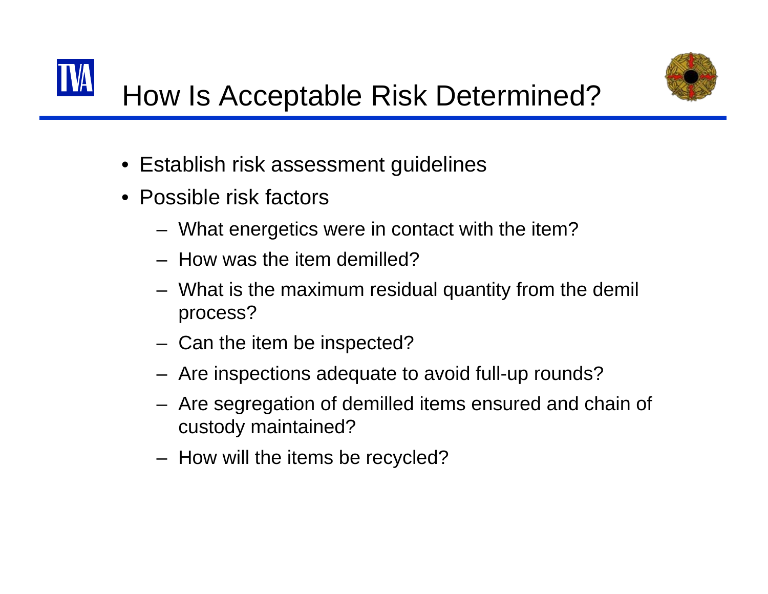# How Is Acceptable Risk Determined?

- Establish risk assessment guidelines
- Possible risk factors
  - What energetics were in contact with the item?
  - How was the item demilled?
  - What is the maximum residual quantity from the demil process?
  - Can the item be inspected?
  - Are inspections adequate to avoid full-up rounds?
  - Are segregation of demilled items ensured and chain of custody maintained?
  - How will the items be recycled?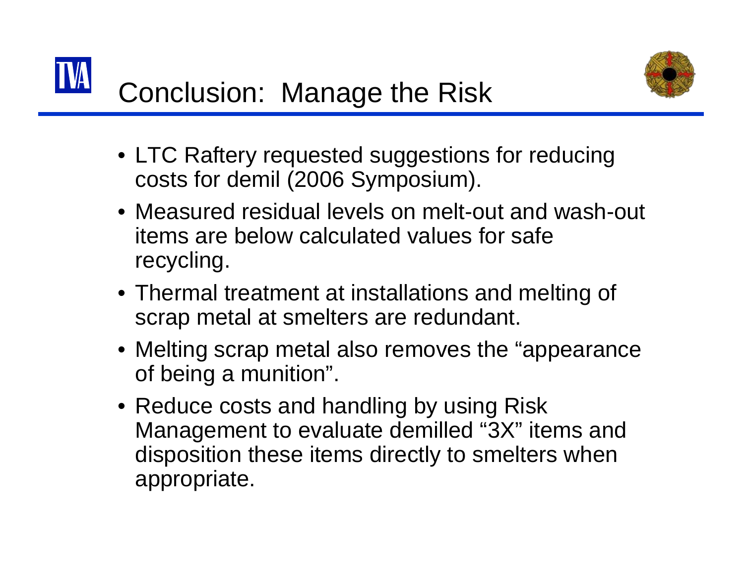# Conclusion: Manage the Risk

- LTC Raftery requested suggestions for reducing costs for demil (2006 Symposium).
- Measured residual levels on melt-out and wash-out items are below calculated values for safe recycling.
- Thermal treatment at installations and melting of scrap metal at smelters are redundant.
- Melting scrap metal also removes the "appearance of being a munition".
- Reduce costs and handling by using Risk Management to evaluate demilled "3X" items and disposition these items directly to smelters when appropriate.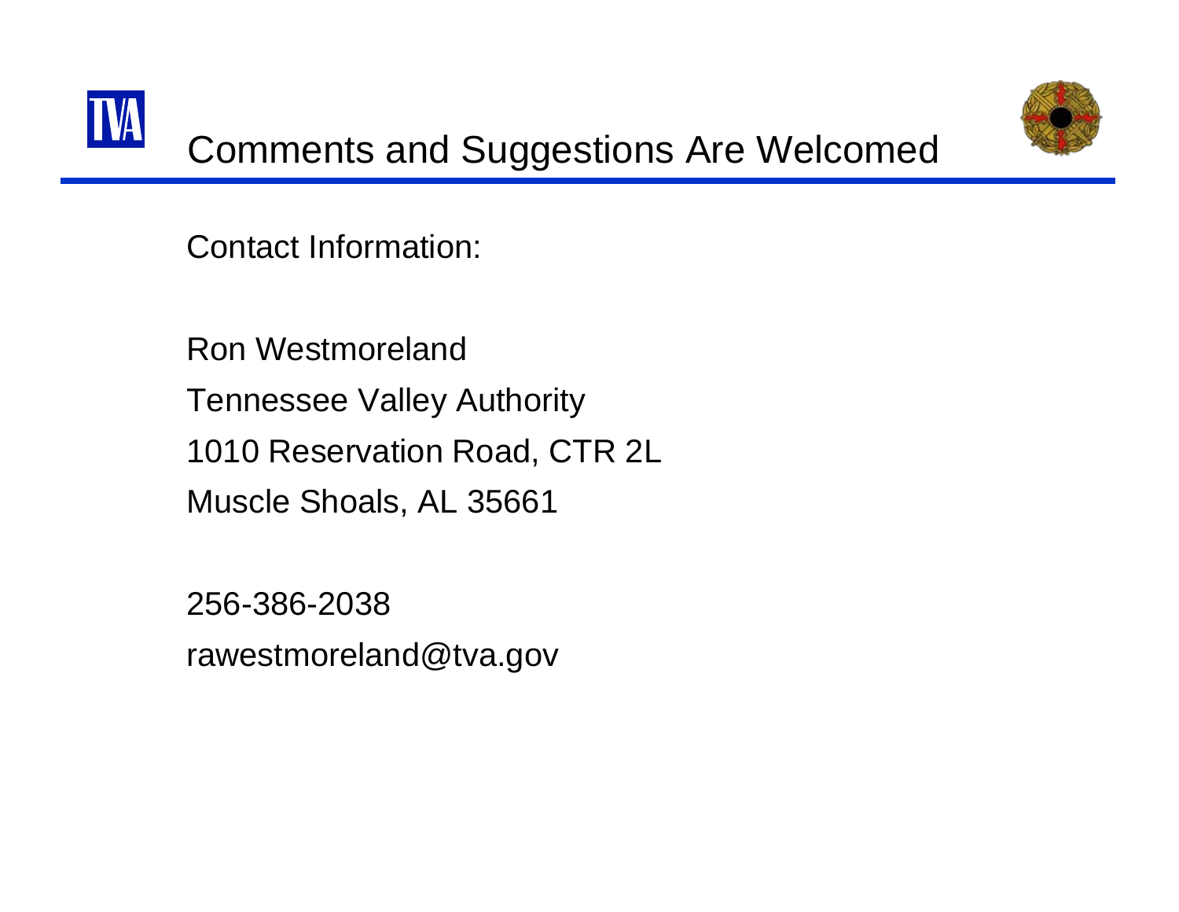# Comments and Suggestions Are Welcomed

Contact Information:

Ron Westmoreland

Tennessee Valley Authority

1010 Reservation Road, CTR 2L

Muscle Shoals, AL 35661

256-386-2038

rawestmoreland@tva.gov